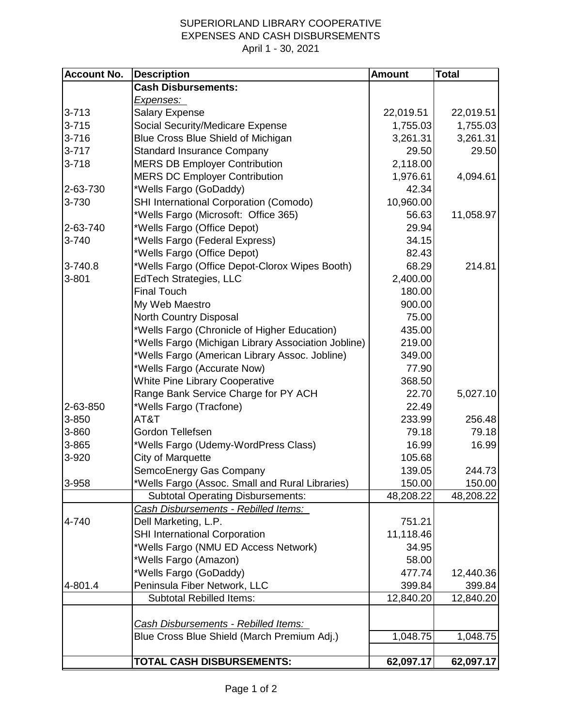# SUPERIORLAND LIBRARY COOPERATIVE
## EXPENSES AND CASH DISBURSEMENTS
April 1 - 30, 2021

| Account No. | Description | Amount | Total |
|---|---|---|---|
| | **Cash Disbursements:** | | |
| | *Expenses:* | | |
| 3-713 | Salary Expense | 22,019.51 | 22,019.51 |
| 3-715 | Social Security/Medicare Expense | 1,755.03 | 1,755.03 |
| 3-716 | Blue Cross Blue Shield of Michigan | 3,261.31 | 3,261.31 |
| 3-717 | Standard Insurance Company | 29.50 | 29.50 |
| 3-718 | MERS DB Employer Contribution | 2,118.00 | |
| | MERS DC Employer Contribution | 1,976.61 | 4,094.61 |
| 2-63-730 | *Wells Fargo (GoDaddy) | 42.34 | |
| 3-730 | SHI International Corporation (Comodo) | 10,960.00 | |
| | *Wells Fargo (Microsoft: Office 365) | 56.63 | 11,058.97 |
| 2-63-740 | *Wells Fargo (Office Depot) | 29.94 | |
| 3-740 | *Wells Fargo (Federal Express) | 34.15 | |
| | *Wells Fargo (Office Depot) | 82.43 | |
| 3-740.8 | *Wells Fargo (Office Depot-Clorox Wipes Booth) | 68.29 | 214.81 |
| 3-801 | EdTech Strategies, LLC | 2,400.00 | |
| | Final Touch | 180.00 | |
| | My Web Maestro | 900.00 | |
| | North Country Disposal | 75.00 | |
| | *Wells Fargo (Chronicle of Higher Education) | 435.00 | |
| | *Wells Fargo (Michigan Library Association Jobline) | 219.00 | |
| | *Wells Fargo (American Library Assoc. Jobline) | 349.00 | |
| | *Wells Fargo (Accurate Now) | 77.90 | |
| | White Pine Library Cooperative | 368.50 | |
| | Range Bank Service Charge for PY ACH | 22.70 | 5,027.10 |
| 2-63-850 | *Wells Fargo (Tracfone) | 22.49 | |
| 3-850 | AT&T | 233.99 | 256.48 |
| 3-860 | Gordon Tellefsen | 79.18 | 79.18 |
| 3-865 | *Wells Fargo (Udemy-WordPress Class) | 16.99 | 16.99 |
| 3-920 | City of Marquette | 105.68 | |
| | SemcoEnergy Gas Company | 139.05 | 244.73 |
| 3-958 | *Wells Fargo (Assoc. Small and Rural Libraries) | 150.00 | 150.00 |
| | Subtotal Operating Disbursements: | 48,208.22 | 48,208.22 |
| | *Cash Disbursements - Rebilled Items:* | | |
| 4-740 | Dell Marketing, L.P. | 751.21 | |
| | SHI International Corporation | 11,118.46 | |
| | *Wells Fargo (NMU ED Access Network) | 34.95 | |
| | *Wells Fargo (Amazon) | 58.00 | |
| | *Wells Fargo (GoDaddy) | 477.74 | 12,440.36 |
| 4-801.4 | Peninsula Fiber Network, LLC | 399.84 | 399.84 |
| | Subtotal Rebilled Items: | 12,840.20 | 12,840.20 |
| | *Cash Disbursements - Rebilled Items:* | | |
| | Blue Cross Blue Shield (March Premium Adj.) | 1,048.75 | 1,048.75 |
| | **TOTAL CASH DISBURSEMENTS:** | **62,097.17** | **62,097.17** |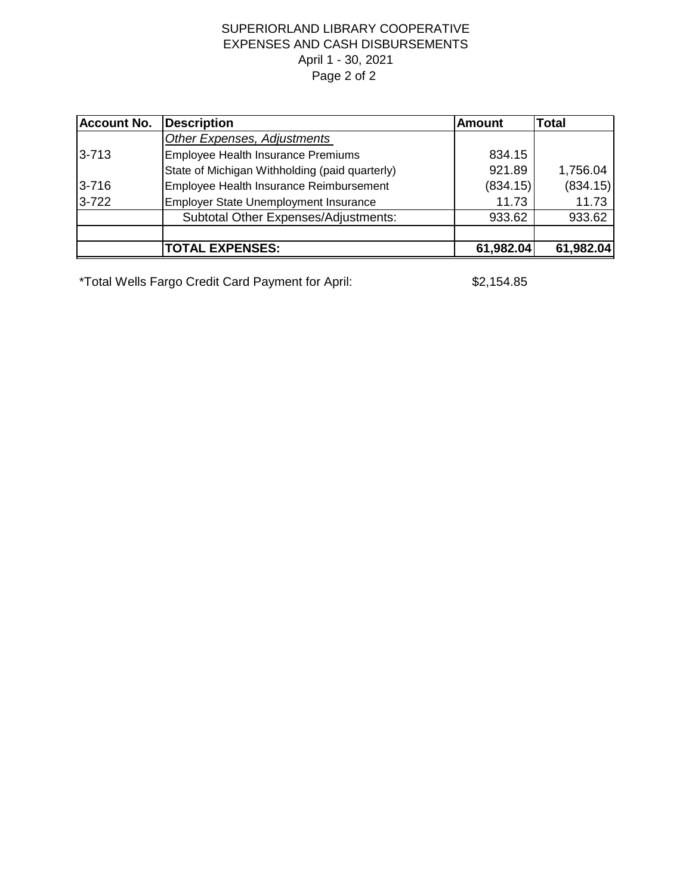SUPERIORLAND LIBRARY COOPERATIVE
EXPENSES AND CASH DISBURSEMENTS
April 1 - 30, 2021

| Account No. | Description | Amount | Total |
|---|---|---|---|
| | *Other Expenses, Adjustments* | | |
| 3-713 | Employee Health Insurance Premiums | 834.15 | |
| | State of Michigan Withholding (paid quarterly) | 921.89 | 1,756.04 |
| 3-716 | Employee Health Insurance Reimbursement | (834.15) | (834.15) |
| 3-722 | Employer State Unemployment Insurance | 11.73 | 11.73 |
| | Subtotal Other Expenses/Adjustments: | 933.62 | 933.62 |
| | | | |
| | **TOTAL EXPENSES:** | **61,982.04** | **61,982.04** |

*Total Wells Fargo Credit Card Payment for April: $2,154.85